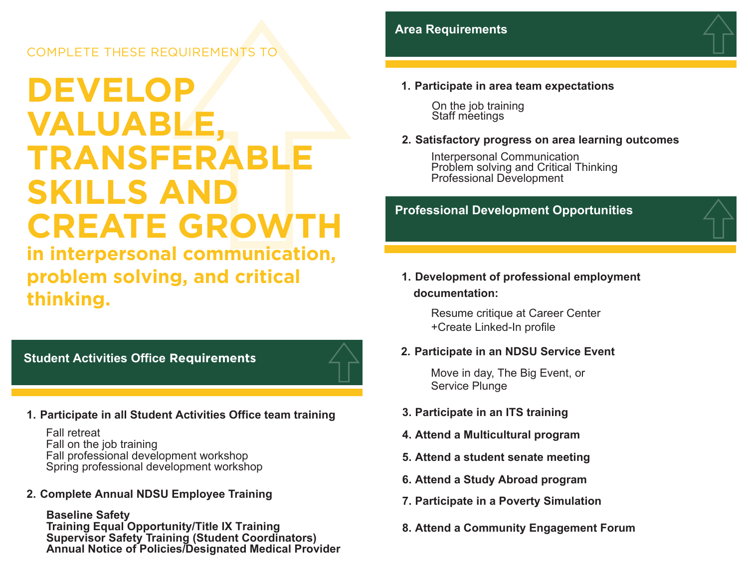COMPLETE THESE REQUIREMENTS TO

# DEVELOP VALUABLE, TRANSFERABLE SKILLS AND CREATE GROWTH

**in interpersonal communication, problem solving, and critical thinking.**

## Student Activities Office Requirements

1. **Participate in all Student Activities Office team training**
   - Fall retreat
   - Fall on the job training
   - Fall professional development workshop
   - Spring professional development workshop
2. **Complete Annual NDSU Employee Training**
   - **Baseline Safety**
   - **Training Equal Opportunity/Title IX Training**
   - **Supervisor Safety Training (Student Coordinators)**
   - **Annual Notice of Policies/Designated Medical Provider**

## Area Requirements

1. **Participate in area team expectations**
   - On the job training
   - Staff meetings
2. **Satisfactory progress on area learning outcomes**
   - Interpersonal Communication
   - Problem solving and Critical Thinking
   - Professional Development

## Professional Development Opportunities

1. **Development of professional employment documentation:**
   - Resume critique at Career Center
   - +Create Linked-In profile
2. **Participate in an NDSU Service Event**
   - Move in day, The Big Event, or Service Plunge
3. **Participate in an ITS training**
4. **Attend a Multicultural program**
5. **Attend a student senate meeting**
6. **Attend a Study Abroad program**
7. **Participate in a Poverty Simulation**
8. **Attend a Community Engagement Forum**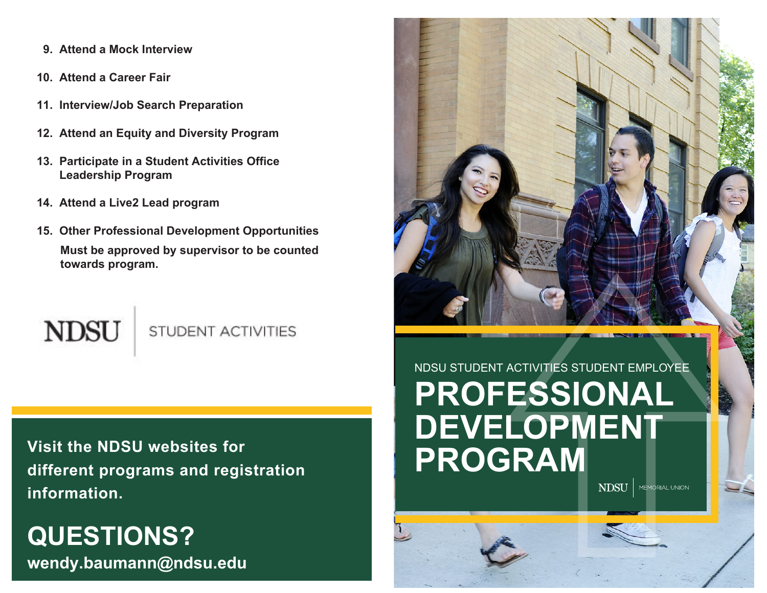9. Attend a Mock Interview
10. Attend a Career Fair
11. Interview/Job Search Preparation
12. Attend an Equity and Diversity Program
13. Participate in a Student Activities Office Leadership Program
14. Attend a Live2 Lead program
15. Other Professional Development Opportunities

    Must be approved by supervisor to be counted towards program.

NDSU | STUDENT ACTIVITIES

**Visit the NDSU websites for different programs and registration information.**

## QUESTIONS?

**wendy.baumann@ndsu.edu**

NDSU STUDENT ACTIVITIES STUDENT EMPLOYEE

# PROFESSIONAL DEVELOPMENT PROGRAM

NDSU | MEMORIAL UNION